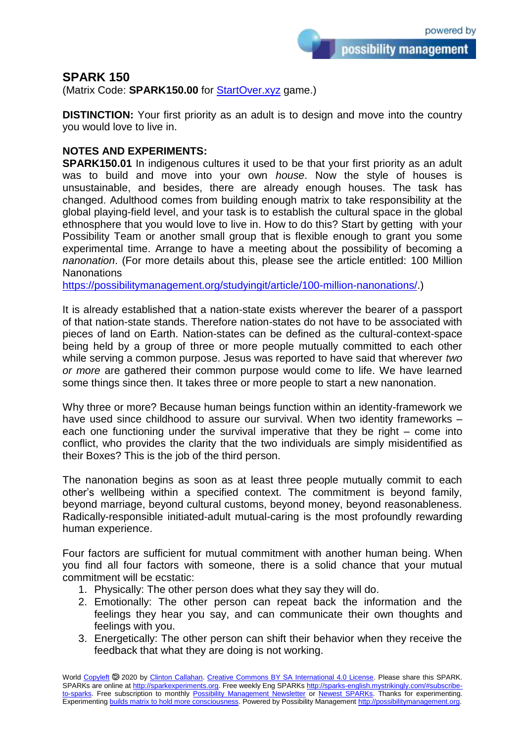## SPARK 150

(Matrix Code: **SPARK150.00** for StartOver.xyz game.)

**DISTINCTION:** Your first priority as an adult is to design and move into the country you would love to live in.

**NOTES AND EXPERIMENTS:**

**SPARK150.01** In indigenous cultures it used to be that your first priority as an adult was to build and move into your own *house*. Now the style of houses is unsustainable, and besides, there are already enough houses. The task has changed. Adulthood comes from building enough matrix to take responsibility at the global playing-field level, and your task is to establish the cultural space in the global ethnosphere that you would love to live in. How to do this? Start by getting with your Possibility Team or another small group that is flexible enough to grant you some experimental time. Arrange to have a meeting about the possibility of becoming a *nanonation*. (For more details about this, please see the article entitled: 100 Million Nanonations https://possibilitymanagement.org/studyingit/article/100-million-nanonations/.)

It is already established that a nation-state exists wherever the bearer of a passport of that nation-state stands. Therefore nation-states do not have to be associated with pieces of land on Earth. Nation-states can be defined as the cultural-context-space being held by a group of three or more people mutually committed to each other while serving a common purpose. Jesus was reported to have said that wherever *two or more* are gathered their common purpose would come to life. We have learned some things since then. It takes three or more people to start a new nanonation.

Why three or more? Because human beings function within an identity-framework we have used since childhood to assure our survival. When two identity frameworks – each one functioning under the survival imperative that they be right – come into conflict, who provides the clarity that the two individuals are simply misidentified as their Boxes? This is the job of the third person.

The nanonation begins as soon as at least three people mutually commit to each other's wellbeing within a specified context. The commitment is beyond family, beyond marriage, beyond cultural customs, beyond money, beyond reasonableness. Radically-responsible initiated-adult mutual-caring is the most profoundly rewarding human experience.

Four factors are sufficient for mutual commitment with another human being. When you find all four factors with someone, there is a solid chance that your mutual commitment will be ecstatic:

1. Physically: The other person does what they say they will do.
2. Emotionally: The other person can repeat back the information and the feelings they hear you say, and can communicate their own thoughts and feelings with you.
3. Energetically: The other person can shift their behavior when they receive the feedback that what they are doing is not working.

World Copyleft 🄯 2020 by Clinton Callahan. Creative Commons BY SA International 4.0 License. Please share this SPARK. SPARKs are online at http://sparkexperiments.org. Free weekly Eng SPARKs http://sparks-english.mystrikingly.com/#subscribe-to-sparks. Free subscription to monthly Possibility Management Newsletter or Newest SPARKs. Thanks for experimenting. Experimenting builds matrix to hold more consciousness. Powered by Possibility Management http://possibilitymanagement.org.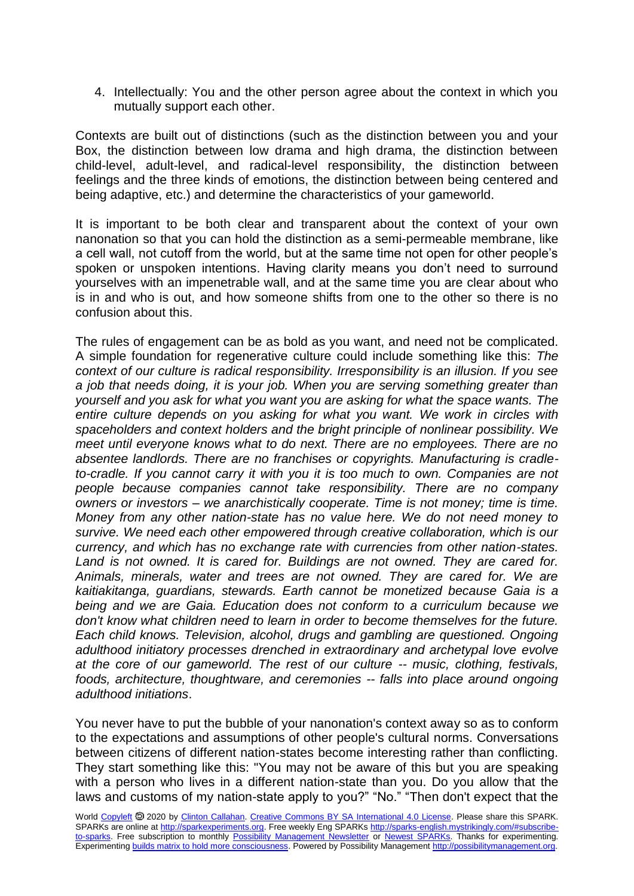4. Intellectually: You and the other person agree about the context in which you mutually support each other.

Contexts are built out of distinctions (such as the distinction between you and your Box, the distinction between low drama and high drama, the distinction between child-level, adult-level, and radical-level responsibility, the distinction between feelings and the three kinds of emotions, the distinction between being centered and being adaptive, etc.) and determine the characteristics of your gameworld.

It is important to be both clear and transparent about the context of your own nanonation so that you can hold the distinction as a semi-permeable membrane, like a cell wall, not cutoff from the world, but at the same time not open for other people's spoken or unspoken intentions. Having clarity means you don't need to surround yourselves with an impenetrable wall, and at the same time you are clear about who is in and who is out, and how someone shifts from one to the other so there is no confusion about this.

The rules of engagement can be as bold as you want, and need not be complicated. A simple foundation for regenerative culture could include something like this: *The context of our culture is radical responsibility. Irresponsibility is an illusion. If you see a job that needs doing, it is your job. When you are serving something greater than yourself and you ask for what you want you are asking for what the space wants. The entire culture depends on you asking for what you want. We work in circles with spaceholders and context holders and the bright principle of nonlinear possibility. We meet until everyone knows what to do next. There are no employees. There are no absentee landlords. There are no franchises or copyrights. Manufacturing is cradle-to-cradle. If you cannot carry it with you it is too much to own. Companies are not people because companies cannot take responsibility. There are no company owners or investors – we anarchistically cooperate. Time is not money; time is time. Money from any other nation-state has no value here. We do not need money to survive. We need each other empowered through creative collaboration, which is our currency, and which has no exchange rate with currencies from other nation-states. Land is not owned. It is cared for. Buildings are not owned. They are cared for. Animals, minerals, water and trees are not owned. They are cared for. We are kaitiakitanga, guardians, stewards. Earth cannot be monetized because Gaia is a being and we are Gaia. Education does not conform to a curriculum because we don't know what children need to learn in order to become themselves for the future. Each child knows. Television, alcohol, drugs and gambling are questioned. Ongoing adulthood initiatory processes drenched in extraordinary and archetypal love evolve at the core of our gameworld. The rest of our culture -- music, clothing, festivals, foods, architecture, thoughtware, and ceremonies -- falls into place around ongoing adulthood initiations*.

You never have to put the bubble of your nanonation's context away so as to conform to the expectations and assumptions of other people's cultural norms. Conversations between citizens of different nation-states become interesting rather than conflicting. They start something like this: "You may not be aware of this but you are speaking with a person who lives in a different nation-state than you. Do you allow that the laws and customs of my nation-state apply to you?" "No." "Then don't expect that the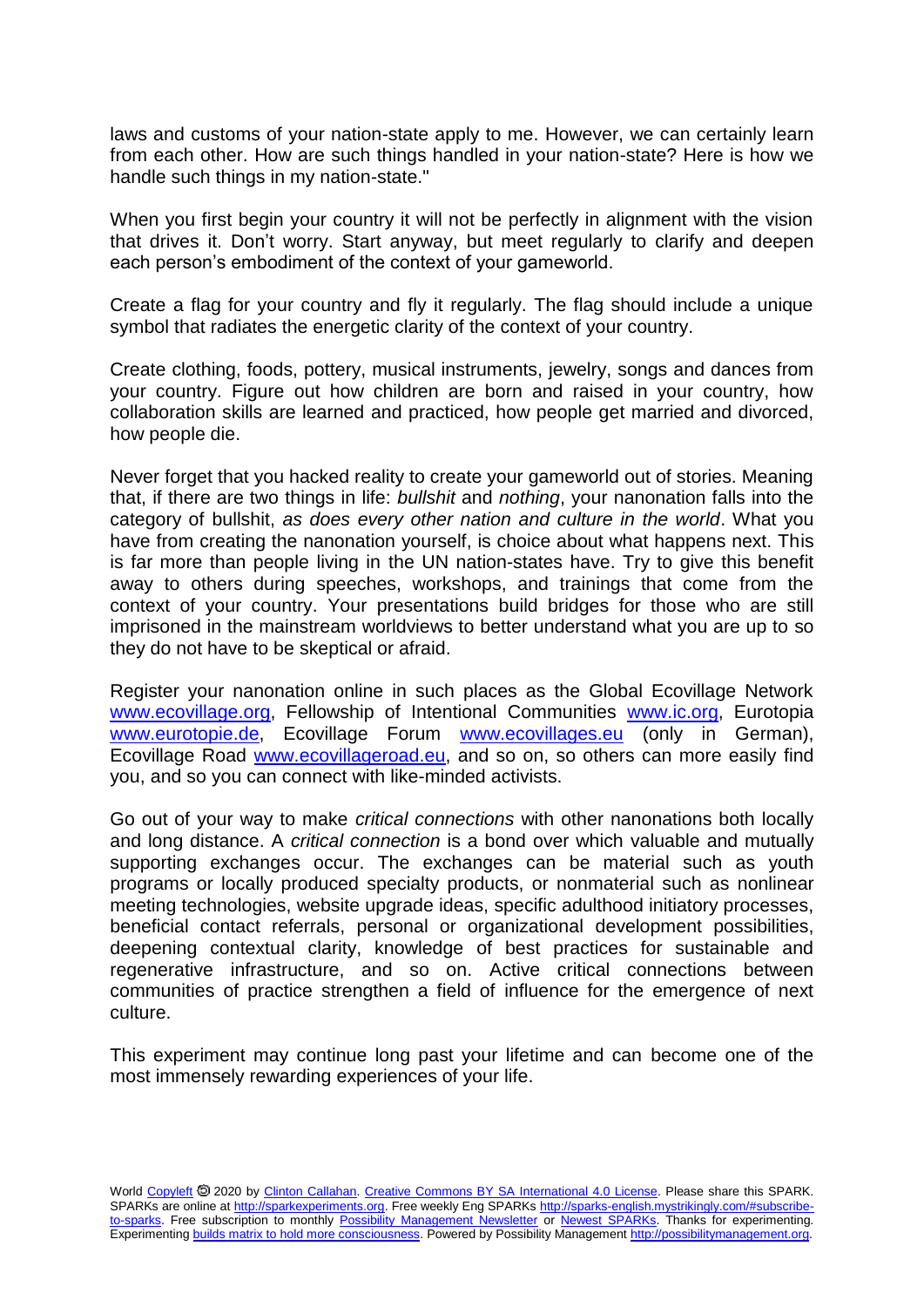laws and customs of your nation-state apply to me. However, we can certainly learn from each other. How are such things handled in your nation-state? Here is how we handle such things in my nation-state."

When you first begin your country it will not be perfectly in alignment with the vision that drives it. Don't worry. Start anyway, but meet regularly to clarify and deepen each person's embodiment of the context of your gameworld.

Create a flag for your country and fly it regularly. The flag should include a unique symbol that radiates the energetic clarity of the context of your country.

Create clothing, foods, pottery, musical instruments, jewelry, songs and dances from your country. Figure out how children are born and raised in your country, how collaboration skills are learned and practiced, how people get married and divorced, how people die.

Never forget that you hacked reality to create your gameworld out of stories. Meaning that, if there are two things in life: *bullshit* and *nothing*, your nanonation falls into the category of bullshit, *as does every other nation and culture in the world*. What you have from creating the nanonation yourself, is choice about what happens next. This is far more than people living in the UN nation-states have. Try to give this benefit away to others during speeches, workshops, and trainings that come from the context of your country. Your presentations build bridges for those who are still imprisoned in the mainstream worldviews to better understand what you are up to so they do not have to be skeptical or afraid.

Register your nanonation online in such places as the Global Ecovillage Network [www.ecovillage.org](www.ecovillage.org), Fellowship of Intentional Communities [www.ic.org](www.ic.org), Eurotopia [www.eurotopie.de](www.eurotopie.de), Ecovillage Forum [www.ecovillages.eu](www.ecovillages.eu) (only in German), Ecovillage Road [www.ecovillageroad.eu](www.ecovillageroad.eu), and so on, so others can more easily find you, and so you can connect with like-minded activists.

Go out of your way to make *critical connections* with other nanonations both locally and long distance. A *critical connection* is a bond over which valuable and mutually supporting exchanges occur. The exchanges can be material such as youth programs or locally produced specialty products, or nonmaterial such as nonlinear meeting technologies, website upgrade ideas, specific adulthood initiatory processes, beneficial contact referrals, personal or organizational development possibilities, deepening contextual clarity, knowledge of best practices for sustainable and regenerative infrastructure, and so on. Active critical connections between communities of practice strengthen a field of influence for the emergence of next culture.

This experiment may continue long past your lifetime and can become one of the most immensely rewarding experiences of your life.

World Copyleft 🄯 2020 by Clinton Callahan. Creative Commons BY SA International 4.0 License. Please share this SPARK. SPARKs are online at http://sparkexperiments.org. Free weekly Eng SPARKs http://sparks-english.mystrikingly.com/#subscribe-to-sparks. Free subscription to monthly Possibility Management Newsletter or Newest SPARKs. Thanks for experimenting. Experimenting builds matrix to hold more consciousness. Powered by Possibility Management http://possibilitymanagement.org.